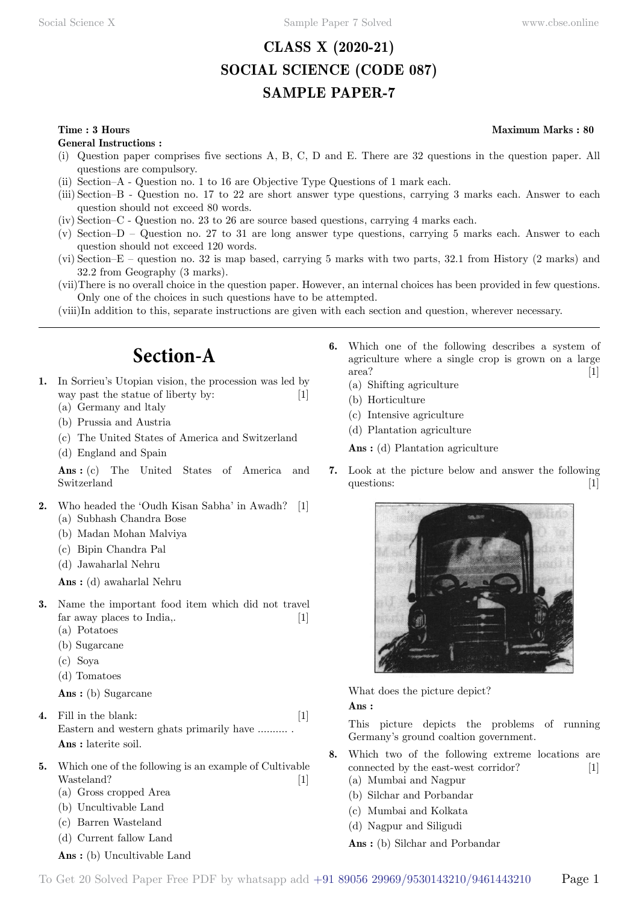# CLASS X (2020-21)
# SOCIAL SCIENCE (CODE 087)
# SAMPLE PAPER-7

**Time : 3 Hours** **Maximum Marks : 80**

**General Instructions :**

(i) Question paper comprises five sections A, B, C, D and E. There are 32 questions in the question paper. All questions are compulsory.
(ii) Section–A - Question no. 1 to 16 are Objective Type Questions of 1 mark each.
(iii) Section–B - Question no. 17 to 22 are short answer type questions, carrying 3 marks each. Answer to each question should not exceed 80 words.
(iv) Section–C - Question no. 23 to 26 are source based questions, carrying 4 marks each.
(v) Section–D – Question no. 27 to 31 are long answer type questions, carrying 5 marks each. Answer to each question should not exceed 120 words.
(vi) Section–E – question no. 32 is map based, carrying 5 marks with two parts, 32.1 from History (2 marks) and 32.2 from Geography (3 marks).
(vii) There is no overall choice in the question paper. However, an internal choices has been provided in few questions. Only one of the choices in such questions have to be attempted.
(viii) In addition to this, separate instructions are given with each section and question, wherever necessary.

---

## Section-A

**1.** In Sorrieu's Utopian vision, the procession was led by way past the statue of liberty by: [1]
(a) Germany and ltaly
(b) Prussia and Austria
(c) The United States of America and Switzerland
(d) England and Spain

**Ans :** (c) The United States of America and Switzerland

**2.** Who headed the 'Oudh Kisan Sabha' in Awadh? [1]
(a) Subhash Chandra Bose
(b) Madan Mohan Malviya
(c) Bipin Chandra Pal
(d) Jawaharlal Nehru

**Ans :** (d) awaharlal Nehru

**3.** Name the important food item which did not travel far away places to India,. [1]
(a) Potatoes
(b) Sugarcane
(c) Soya
(d) Tomatoes

**Ans :** (b) Sugarcane

**4.** Fill in the blank: [1]
Eastern and western ghats primarily have .......... .
**Ans :** laterite soil.

**5.** Which one of the following is an example of Cultivable Wasteland? [1]
(a) Gross cropped Area
(b) Uncultivable Land
(c) Barren Wasteland
(d) Current fallow Land

**Ans :** (b) Uncultivable Land

**6.** Which one of the following describes a system of agriculture where a single crop is grown on a large area? [1]
(a) Shifting agriculture
(b) Horticulture
(c) Intensive agriculture
(d) Plantation agriculture

**Ans :** (d) Plantation agriculture

**7.** Look at the picture below and answer the following questions: [1]

What does the picture depict?

**Ans :**

This picture depicts the problems of running Germany's ground coaltion government.

**8.** Which two of the following extreme locations are connected by the east-west corridor? [1]
(a) Mumbai and Nagpur
(b) Silchar and Porbandar
(c) Mumbai and Kolkata
(d) Nagpur and Siligudi

**Ans :** (b) Silchar and Porbandar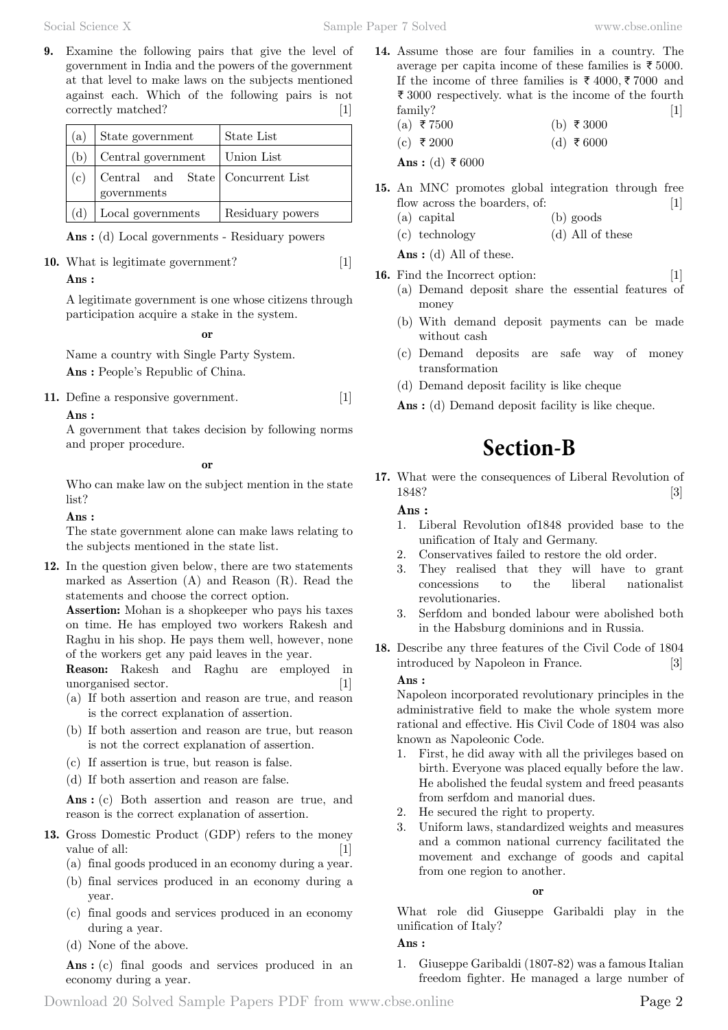**9.** Examine the following pairs that give the level of government in India and the powers of the government at that level to make laws on the subjects mentioned against each. Which of the following pairs is not correctly matched? [1]

| | | |
|---|---|---|
| (a) | State government | State List |
| (b) | Central government | Union List |
| (c) | Central and State governments | Concurrent List |
| (d) | Local governments | Residuary powers |

**Ans :** (d) Local governments - Residuary powers

**10.** What is legitimate government? [1]

**Ans :**

A legitimate government is one whose citizens through participation acquire a stake in the system.

**or**

Name a country with Single Party System.

**Ans :** People's Republic of China.

**11.** Define a responsive government. [1]

**Ans :**

A government that takes decision by following norms and proper procedure.

**or**

Who can make law on the subject mention in the state list?

**Ans :**

The state government alone can make laws relating to the subjects mentioned in the state list.

**12.** In the question given below, there are two statements marked as Assertion (A) and Reason (R). Read the statements and choose the correct option.

**Assertion:** Mohan is a shopkeeper who pays his taxes on time. He has employed two workers Rakesh and Raghu in his shop. He pays them well, however, none of the workers get any paid leaves in the year.

**Reason:** Rakesh and Raghu are employed in unorganised sector. [1]

(a) If both assertion and reason are true, and reason is the correct explanation of assertion.

(b) If both assertion and reason are true, but reason is not the correct explanation of assertion.

(c) If assertion is true, but reason is false.

(d) If both assertion and reason are false.

**Ans :** (c) Both assertion and reason are true, and reason is the correct explanation of assertion.

**13.** Gross Domestic Product (GDP) refers to the money value of all: [1]

(a) final goods produced in an economy during a year.

(b) final services produced in an economy during a year.

(c) final goods and services produced in an economy during a year.

(d) None of the above.

**Ans :** (c) final goods and services produced in an economy during a year.

**14.** Assume those are four families in a country. The average per capita income of these families is ₹ 5000. If the income of three families is ₹ 4000, ₹ 7000 and ₹ 3000 respectively. what is the income of the fourth family? [1]

(a) ₹ 7500 (b) ₹ 3000

(c) ₹ 2000 (d) ₹ 6000

**Ans :** (d) ₹ 6000

**15.** An MNC promotes global integration through free flow across the boarders, of: [1]

(a) capital (b) goods

(c) technology (d) All of these

**Ans :** (d) All of these.

**16.** Find the Incorrect option: [1]

(a) Demand deposit share the essential features of money

(b) With demand deposit payments can be made without cash

(c) Demand deposits are safe way of money transformation

(d) Demand deposit facility is like cheque

**Ans :** (d) Demand deposit facility is like cheque.

# Section-B

**17.** What were the consequences of Liberal Revolution of 1848? [3]

**Ans :**

1. Liberal Revolution of1848 provided base to the unification of Italy and Germany.
2. Conservatives failed to restore the old order.
3. They realised that they will have to grant concessions to the liberal nationalist revolutionaries.
3. Serfdom and bonded labour were abolished both in the Habsburg dominions and in Russia.

**18.** Describe any three features of the Civil Code of 1804 introduced by Napoleon in France. [3]

**Ans :**

Napoleon incorporated revolutionary principles in the administrative field to make the whole system more rational and effective. His Civil Code of 1804 was also known as Napoleonic Code.

1. First, he did away with all the privileges based on birth. Everyone was placed equally before the law. He abolished the feudal system and freed peasants from serfdom and manorial dues.
2. He secured the right to property.
3. Uniform laws, standardized weights and measures and a common national currency facilitated the movement and exchange of goods and capital from one region to another.

**or**

What role did Giuseppe Garibaldi play in the unification of Italy?

**Ans :**

1. Giuseppe Garibaldi (1807-82) was a famous Italian freedom fighter. He managed a large number of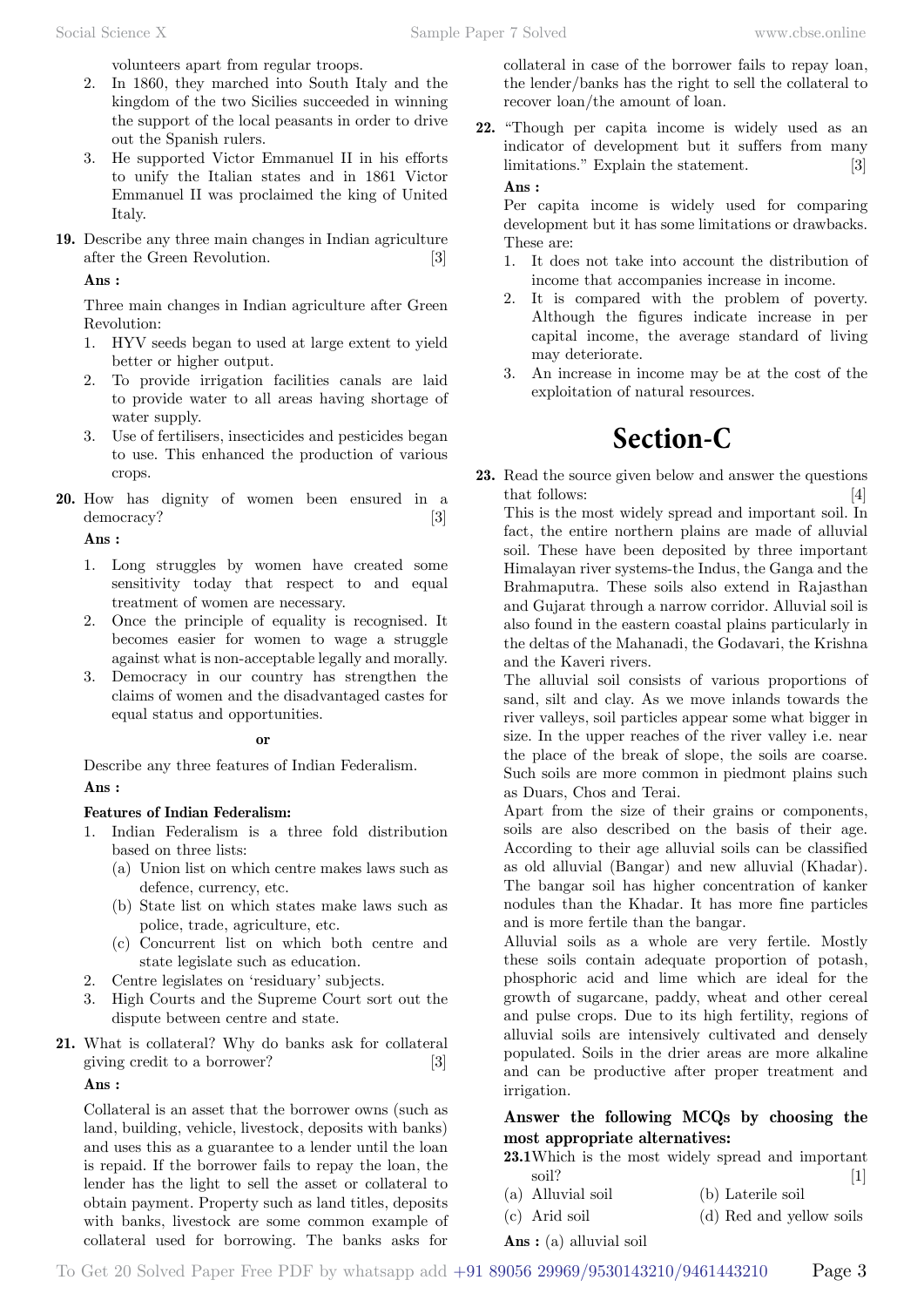volunteers apart from regular troops.

2. In 1860, they marched into South Italy and the kingdom of the two Sicilies succeeded in winning the support of the local peasants in order to drive out the Spanish rulers.
3. He supported Victor Emmanuel II in his efforts to unify the Italian states and in 1861 Victor Emmanuel II was proclaimed the king of United Italy.

**19.** Describe any three main changes in Indian agriculture after the Green Revolution. [3]

**Ans :**

Three main changes in Indian agriculture after Green Revolution:

1. HYV seeds began to used at large extent to yield better or higher output.
2. To provide irrigation facilities canals are laid to provide water to all areas having shortage of water supply.
3. Use of fertilisers, insecticides and pesticides began to use. This enhanced the production of various crops.

**20.** How has dignity of women been ensured in a democracy? [3]

**Ans :**

1. Long struggles by women have created some sensitivity today that respect to and equal treatment of women are necessary.
2. Once the principle of equality is recognised. It becomes easier for women to wage a struggle against what is non-acceptable legally and morally.
3. Democracy in our country has strengthen the claims of women and the disadvantaged castes for equal status and opportunities.

**or**

Describe any three features of Indian Federalism.

**Ans :**

**Features of Indian Federalism:**

1. Indian Federalism is a three fold distribution based on three lists:
   (a) Union list on which centre makes laws such as defence, currency, etc.
   (b) State list on which states make laws such as police, trade, agriculture, etc.
   (c) Concurrent list on which both centre and state legislate such as education.
2. Centre legislates on 'residuary' subjects.
3. High Courts and the Supreme Court sort out the dispute between centre and state.

**21.** What is collateral? Why do banks ask for collateral giving credit to a borrower? [3]

**Ans :**

Collateral is an asset that the borrower owns (such as land, building, vehicle, livestock, deposits with banks) and uses this as a guarantee to a lender until the loan is repaid. If the borrower fails to repay the loan, the lender has the light to sell the asset or collateral to obtain payment. Property such as land titles, deposits with banks, livestock are some common example of collateral used for borrowing. The banks asks for collateral in case of the borrower fails to repay loan, the lender/banks has the right to sell the collateral to recover loan/the amount of loan.

**22.** "Though per capita income is widely used as an indicator of development but it suffers from many limitations." Explain the statement. [3]

**Ans :**

Per capita income is widely used for comparing development but it has some limitations or drawbacks. These are:

1. It does not take into account the distribution of income that accompanies increase in income.
2. It is compared with the problem of poverty. Although the figures indicate increase in per capital income, the average standard of living may deteriorate.
3. An increase in income may be at the cost of the exploitation of natural resources.

# Section-C

**23.** Read the source given below and answer the questions that follows: [4]

This is the most widely spread and important soil. In fact, the entire northern plains are made of alluvial soil. These have been deposited by three important Himalayan river systems-the Indus, the Ganga and the Brahmaputra. These soils also extend in Rajasthan and Gujarat through a narrow corridor. Alluvial soil is also found in the eastern coastal plains particularly in the deltas of the Mahanadi, the Godavari, the Krishna and the Kaveri rivers.

The alluvial soil consists of various proportions of sand, silt and clay. As we move inlands towards the river valleys, soil particles appear some what bigger in size. In the upper reaches of the river valley i.e. near the place of the break of slope, the soils are coarse. Such soils are more common in piedmont plains such as Duars, Chos and Terai.

Apart from the size of their grains or components, soils are also described on the basis of their age. According to their age alluvial soils can be classified as old alluvial (Bangar) and new alluvial (Khadar). The bangar soil has higher concentration of kanker nodules than the Khadar. It has more fine particles and is more fertile than the bangar.

Alluvial soils as a whole are very fertile. Mostly these soils contain adequate proportion of potash, phosphoric acid and lime which are ideal for the growth of sugarcane, paddy, wheat and other cereal and pulse crops. Due to its high fertility, regions of alluvial soils are intensively cultivated and densely populated. Soils in the drier areas are more alkaline and can be productive after proper treatment and irrigation.

**Answer the following MCQs by choosing the most appropriate alternatives:**

**23.1** Which is the most widely spread and important soil? [1]

(a) Alluvial soil
(b) Laterile soil
(c) Arid soil
(d) Red and yellow soils

**Ans :** (a) alluvial soil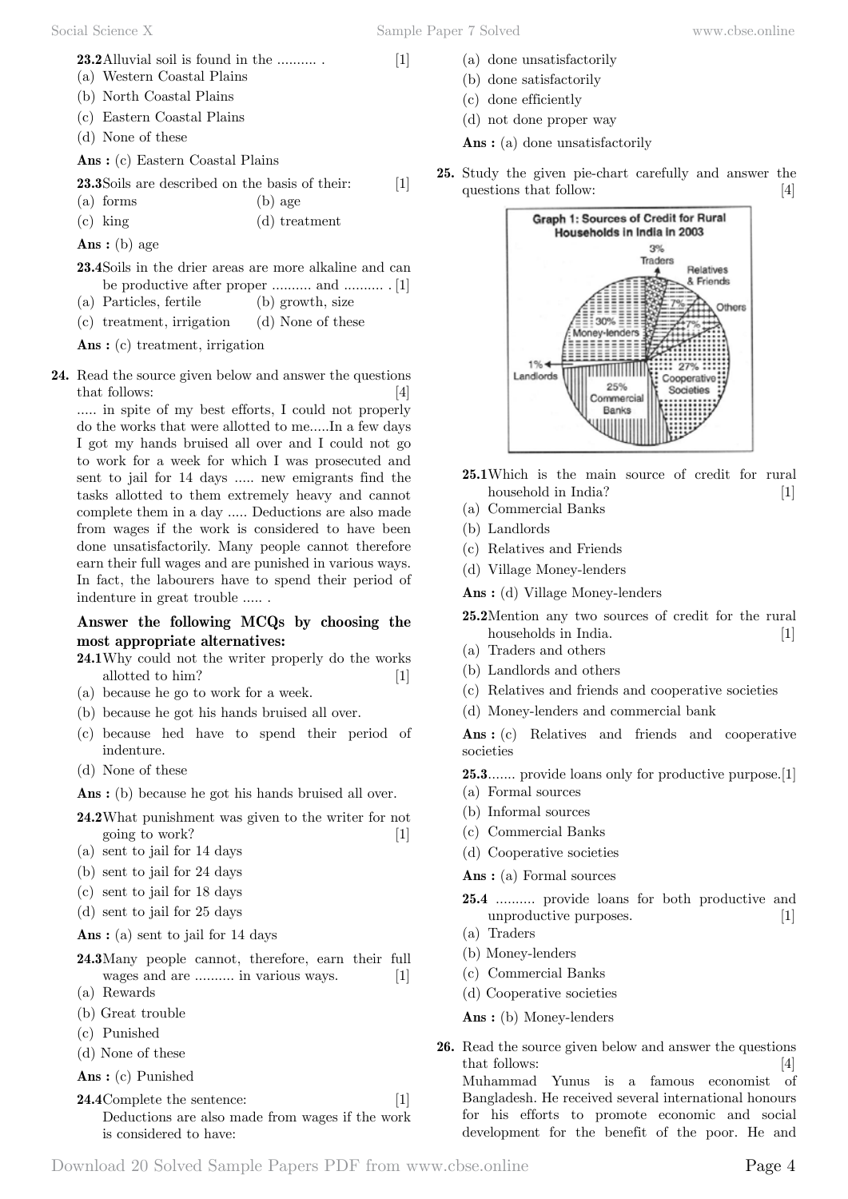**23.2** Alluvial soil is found in the .......... . [1]

(a) Western Coastal Plains
(b) North Coastal Plains
(c) Eastern Coastal Plains
(d) None of these

**Ans :** (c) Eastern Coastal Plains

**23.3** Soils are described on the basis of their: [1]

(a) forms
(b) age
(c) king
(d) treatment

**Ans :** (b) age

**23.4** Soils in the drier areas are more alkaline and can be productive after proper .......... and .......... . [1]

(a) Particles, fertile
(b) growth, size
(c) treatment, irrigation
(d) None of these

**Ans :** (c) treatment, irrigation

**24.** Read the source given below and answer the questions that follows: [4]

..... in spite of my best efforts, I could not properly do the works that were allotted to me.....In a few days I got my hands bruised all over and I could not go to work for a week for which I was prosecuted and sent to jail for 14 days ..... new emigrants find the tasks allotted to them extremely heavy and cannot complete them in a day ..... Deductions are also made from wages if the work is considered to have been done unsatisfactorily. Many people cannot therefore earn their full wages and are punished in various ways. In fact, the labourers have to spend their period of indenture in great trouble ..... .

**Answer the following MCQs by choosing the most appropriate alternatives:**

**24.1** Why could not the writer properly do the works allotted to him? [1]

(a) because he go to work for a week.
(b) because he got his hands bruised all over.
(c) because hed have to spend their period of indenture.
(d) None of these

**Ans :** (b) because he got his hands bruised all over.

**24.2** What punishment was given to the writer for not going to work? [1]

(a) sent to jail for 14 days
(b) sent to jail for 24 days
(c) sent to jail for 18 days
(d) sent to jail for 25 days

**Ans :** (a) sent to jail for 14 days

**24.3** Many people cannot, therefore, earn their full wages and are .......... in various ways. [1]

(a) Rewards
(b) Great trouble
(c) Punished
(d) None of these

**Ans :** (c) Punished

**24.4** Complete the sentence: [1]

Deductions are also made from wages if the work is considered to have:

(a) done unsatisfactorily
(b) done satisfactorily
(c) done efficiently
(d) not done proper way

**Ans :** (a) done unsatisfactorily

**25.** Study the given pie-chart carefully and answer the questions that follow: [4]

**Graph 1: Sources of Credit for Rural Households in India in 2003**

| Source | Share |
|---|---|
| Traders | 3% |
| Relatives & Friends | 7% |
| Others | 7% |
| Cooperative Societies | 27% |
| Commercial Banks | 25% |
| Landlords | 1% |
| Money-lenders | 30% |

**25.1** Which is the main source of credit for rural household in India? [1]

(a) Commercial Banks
(b) Landlords
(c) Relatives and Friends
(d) Village Money-lenders

**Ans :** (d) Village Money-lenders

**25.2** Mention any two sources of credit for the rural households in India. [1]

(a) Traders and others
(b) Landlords and others
(c) Relatives and friends and cooperative societies
(d) Money-lenders and commercial bank

**Ans :** (c) Relatives and friends and cooperative societies

**25.3** ....... provide loans only for productive purpose. [1]

(a) Formal sources
(b) Informal sources
(c) Commercial Banks
(d) Cooperative societies

**Ans :** (a) Formal sources

**25.4** .......... provide loans for both productive and unproductive purposes. [1]

(a) Traders
(b) Money-lenders
(c) Commercial Banks
(d) Cooperative societies

**Ans :** (b) Money-lenders

**26.** Read the source given below and answer the questions that follows: [4]

Muhammad Yunus is a famous economist of Bangladesh. He received several international honours for his efforts to promote economic and social development for the benefit of the poor. He and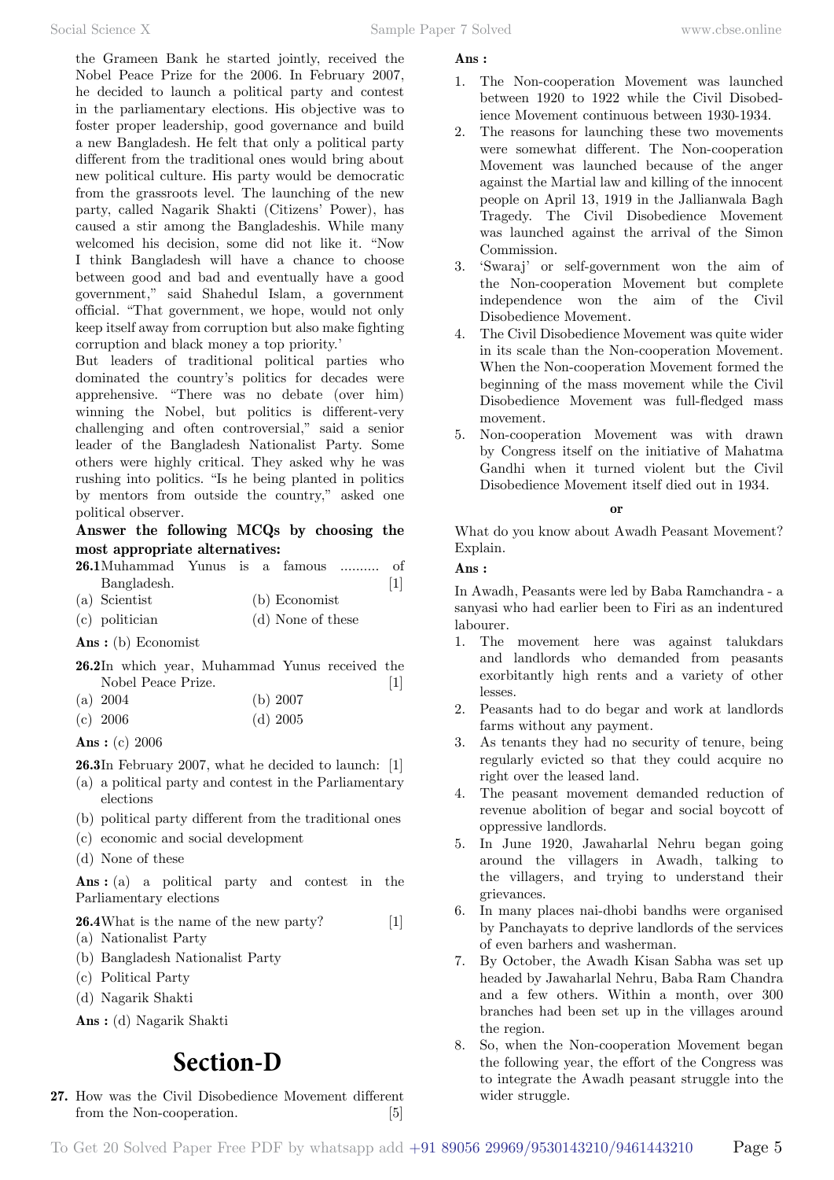the Grameen Bank he started jointly, received the Nobel Peace Prize for the 2006. In February 2007, he decided to launch a political party and contest in the parliamentary elections. His objective was to foster proper leadership, good governance and build a new Bangladesh. He felt that only a political party different from the traditional ones would bring about new political culture. His party would be democratic from the grassroots level. The launching of the new party, called Nagarik Shakti (Citizens' Power), has caused a stir among the Bangladeshis. While many welcomed his decision, some did not like it. "Now I think Bangladesh will have a chance to choose between good and bad and eventually have a good government," said Shahedul Islam, a government official. "That government, we hope, would not only keep itself away from corruption but also make fighting corruption and black money a top priority.'

But leaders of traditional political parties who dominated the country's politics for decades were apprehensive. "There was no debate (over him) winning the Nobel, but politics is different-very challenging and often controversial," said a senior leader of the Bangladesh Nationalist Party. Some others were highly critical. They asked why he was rushing into politics. "Is he being planted in politics by mentors from outside the country," asked one political observer.

**Answer the following MCQs by choosing the most appropriate alternatives:**

**26.1** Muhammad Yunus is a famous .......... of Bangladesh. [1]

(a) Scientist (b) Economist
(c) politician (d) None of these

**Ans :** (b) Economist

**26.2** In which year, Muhammad Yunus received the Nobel Peace Prize. [1]

(a) 2004 (b) 2007
(c) 2006 (d) 2005

**Ans :** (c) 2006

**26.3** In February 2007, what he decided to launch: [1]

(a) a political party and contest in the Parliamentary elections
(b) political party different from the traditional ones
(c) economic and social development
(d) None of these

**Ans :** (a) a political party and contest in the Parliamentary elections

**26.4** What is the name of the new party? [1]

(a) Nationalist Party
(b) Bangladesh Nationalist Party
(c) Political Party
(d) Nagarik Shakti

**Ans :** (d) Nagarik Shakti

# Section-D

**27.** How was the Civil Disobedience Movement different from the Non-cooperation. [5]

**Ans :**

1. The Non-cooperation Movement was launched between 1920 to 1922 while the Civil Disobedience Movement continuous between 1930-1934.
2. The reasons for launching these two movements were somewhat different. The Non-cooperation Movement was launched because of the anger against the Martial law and killing of the innocent people on April 13, 1919 in the Jallianwala Bagh Tragedy. The Civil Disobedience Movement was launched against the arrival of the Simon Commission.
3. 'Swaraj' or self-government won the aim of the Non-cooperation Movement but complete independence won the aim of the Civil Disobedience Movement.
4. The Civil Disobedience Movement was quite wider in its scale than the Non-cooperation Movement. When the Non-cooperation Movement formed the beginning of the mass movement while the Civil Disobedience Movement was full-fledged mass movement.
5. Non-cooperation Movement was with drawn by Congress itself on the initiative of Mahatma Gandhi when it turned violent but the Civil Disobedience Movement itself died out in 1934.

**or**

What do you know about Awadh Peasant Movement? Explain.

**Ans :**

In Awadh, Peasants were led by Baba Ramchandra - a sanyasi who had earlier been to Firi as an indentured labourer.

1. The movement here was against talukdars and landlords who demanded from peasants exorbitantly high rents and a variety of other lesses.
2. Peasants had to do begar and work at landlords farms without any payment.
3. As tenants they had no security of tenure, being regularly evicted so that they could acquire no right over the leased land.
4. The peasant movement demanded reduction of revenue abolition of begar and social boycott of oppressive landlords.
5. In June 1920, Jawaharlal Nehru began going around the villagers in Awadh, talking to the villagers, and trying to understand their grievances.
6. In many places nai-dhobi bandhs were organised by Panchayats to deprive landlords of the services of even barhers and washerman.
7. By October, the Awadh Kisan Sabha was set up headed by Jawaharlal Nehru, Baba Ram Chandra and a few others. Within a month, over 300 branches had been set up in the villages around the region.
8. So, when the Non-cooperation Movement began the following year, the effort of the Congress was to integrate the Awadh peasant struggle into the wider struggle.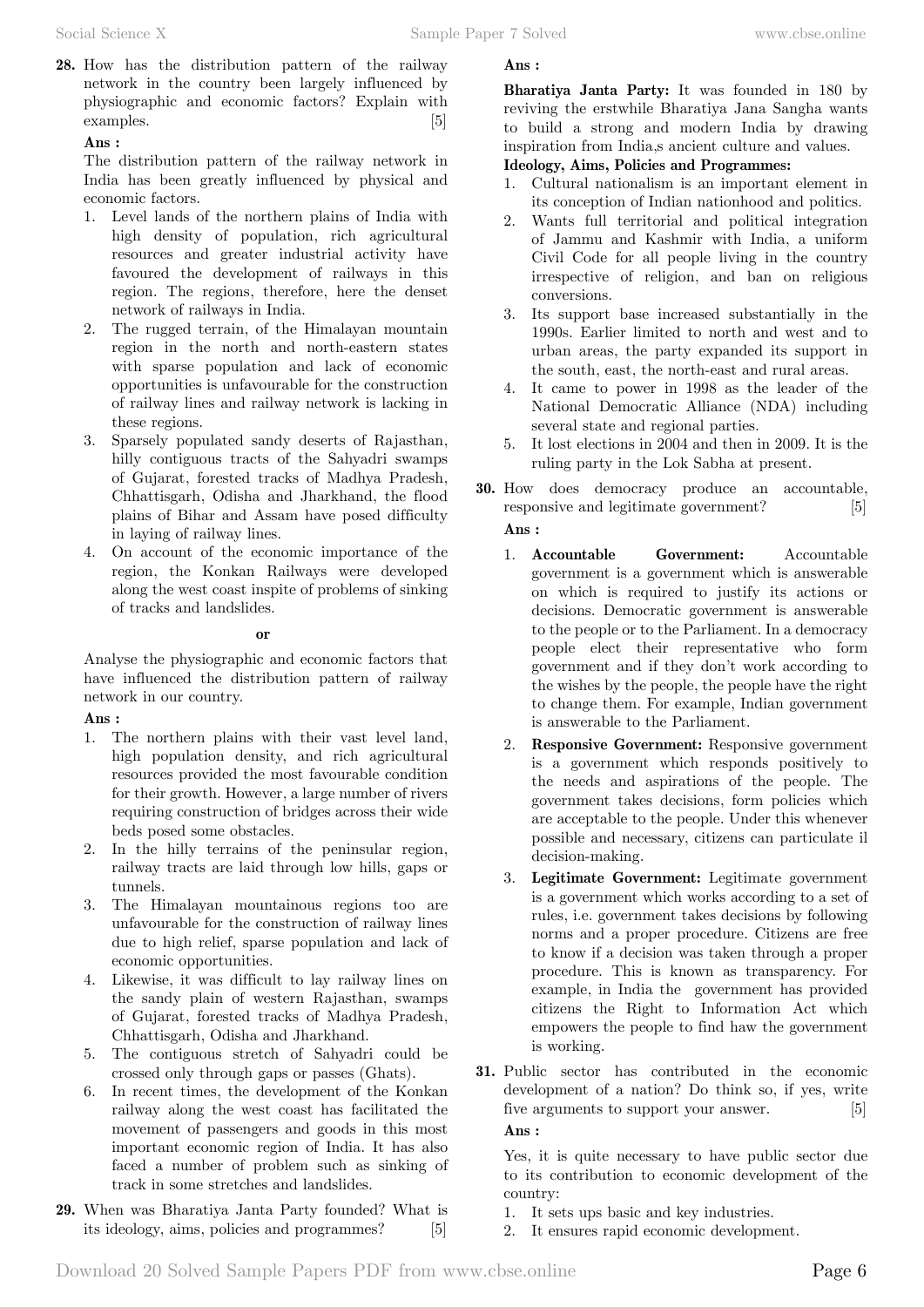**28.** How has the distribution pattern of the railway network in the country been largely influenced by physiographic and economic factors? Explain with examples. [5]

**Ans :**

The distribution pattern of the railway network in India has been greatly influenced by physical and economic factors.

1. Level lands of the northern plains of India with high density of population, rich agricultural resources and greater industrial activity have favoured the development of railways in this region. The regions, therefore, here the denset network of railways in India.
2. The rugged terrain, of the Himalayan mountain region in the north and north-eastern states with sparse population and lack of economic opportunities is unfavourable for the construction of railway lines and railway network is lacking in these regions.
3. Sparsely populated sandy deserts of Rajasthan, hilly contiguous tracts of the Sahyadri swamps of Gujarat, forested tracks of Madhya Pradesh, Chhattisgarh, Odisha and Jharkhand, the flood plains of Bihar and Assam have posed difficulty in laying of railway lines.
4. On account of the economic importance of the region, the Konkan Railways were developed along the west coast inspite of problems of sinking of tracks and landslides.

**or**

Analyse the physiographic and economic factors that have influenced the distribution pattern of railway network in our country.

**Ans :**

1. The northern plains with their vast level land, high population density, and rich agricultural resources provided the most favourable condition for their growth. However, a large number of rivers requiring construction of bridges across their wide beds posed some obstacles.
2. In the hilly terrains of the peninsular region, railway tracts are laid through low hills, gaps or tunnels.
3. The Himalayan mountainous regions too are unfavourable for the construction of railway lines due to high relief, sparse population and lack of economic opportunities.
4. Likewise, it was difficult to lay railway lines on the sandy plain of western Rajasthan, swamps of Gujarat, forested tracks of Madhya Pradesh, Chhattisgarh, Odisha and Jharkhand.
5. The contiguous stretch of Sahyadri could be crossed only through gaps or passes (Ghats).
6. In recent times, the development of the Konkan railway along the west coast has facilitated the movement of passengers and goods in this most important economic region of India. It has also faced a number of problem such as sinking of track in some stretches and landslides.

**29.** When was Bharatiya Janta Party founded? What is its ideology, aims, policies and programmes? [5]

**Ans :**

**Bharatiya Janta Party:** It was founded in 180 by reviving the erstwhile Bharatiya Jana Sangha wants to build a strong and modern India by drawing inspiration from India,s ancient culture and values.

**Ideology, Aims, Policies and Programmes:**

1. Cultural nationalism is an important element in its conception of Indian nationhood and politics.
2. Wants full territorial and political integration of Jammu and Kashmir with India, a uniform Civil Code for all people living in the country irrespective of religion, and ban on religious conversions.
3. Its support base increased substantially in the 1990s. Earlier limited to north and west and to urban areas, the party expanded its support in the south, east, the north-east and rural areas.
4. It came to power in 1998 as the leader of the National Democratic Alliance (NDA) including several state and regional parties.
5. It lost elections in 2004 and then in 2009. It is the ruling party in the Lok Sabha at present.

**30.** How does democracy produce an accountable, responsive and legitimate government? [5]

**Ans :**

1. **Accountable Government:** Accountable government is a government which is answerable on which is required to justify its actions or decisions. Democratic government is answerable to the people or to the Parliament. In a democracy people elect their representative who form government and if they don't work according to the wishes by the people, the people have the right to change them. For example, Indian government is answerable to the Parliament.
2. **Responsive Government:** Responsive government is a government which responds positively to the needs and aspirations of the people. The government takes decisions, form policies which are acceptable to the people. Under this whenever possible and necessary, citizens can particulate il decision-making.
3. **Legitimate Government:** Legitimate government is a government which works according to a set of rules, i.e. government takes decisions by following norms and a proper procedure. Citizens are free to know if a decision was taken through a proper procedure. This is known as transparency. For example, in India the government has provided citizens the Right to Information Act which empowers the people to find haw the government is working.

**31.** Public sector has contributed in the economic development of a nation? Do think so, if yes, write five arguments to support your answer. [5]

**Ans :**

Yes, it is quite necessary to have public sector due to its contribution to economic development of the country:

1. It sets ups basic and key industries.
2. It ensures rapid economic development.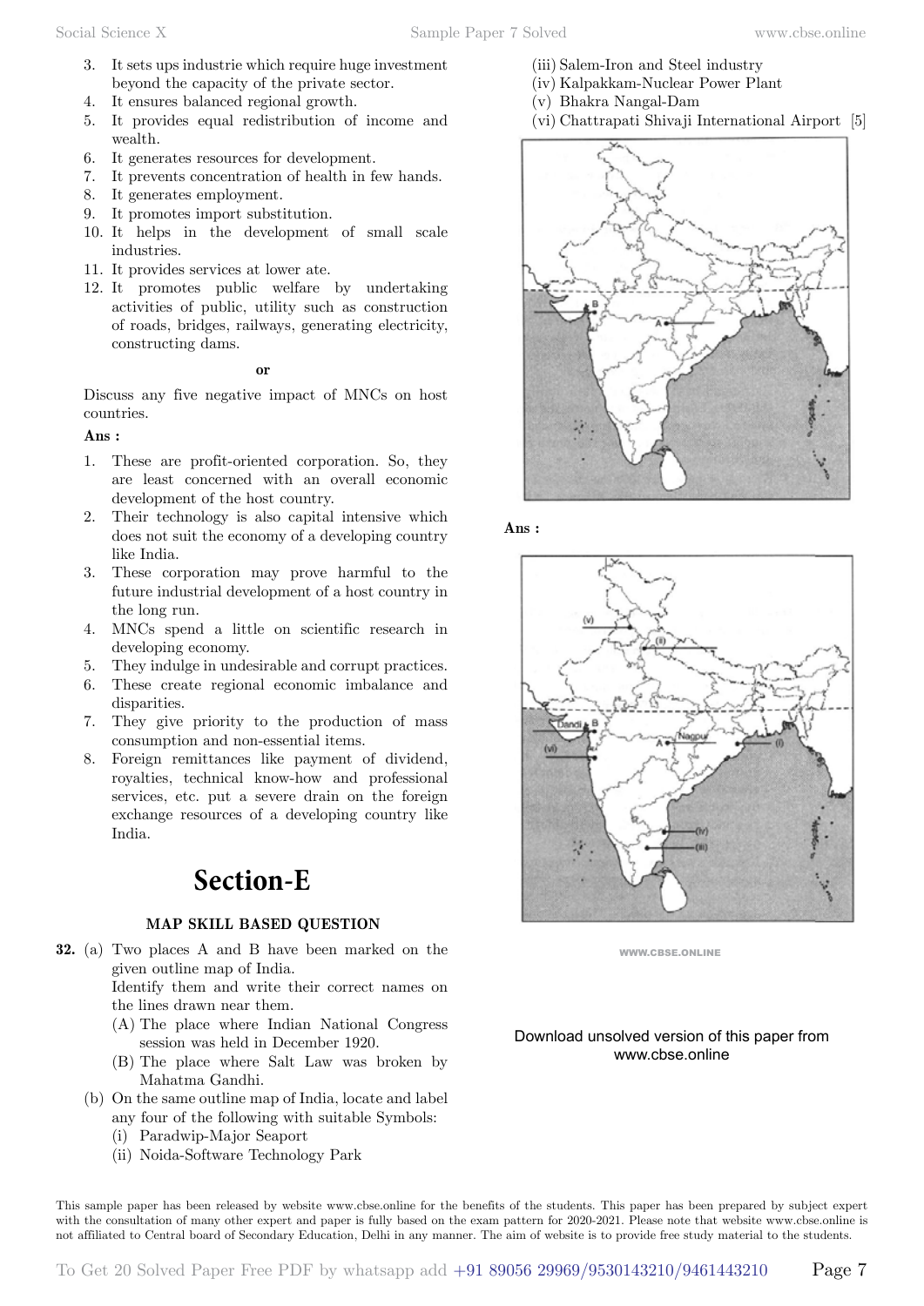3. It sets ups industrie which require huge investment beyond the capacity of the private sector.
4. It ensures balanced regional growth.
5. It provides equal redistribution of income and wealth.
6. It generates resources for development.
7. It prevents concentration of health in few hands.
8. It generates employment.
9. It promotes import substitution.
10. It helps in the development of small scale industries.
11. It provides services at lower ate.
12. It promotes public welfare by undertaking activities of public, utility such as construction of roads, bridges, railways, generating electricity, constructing dams.

**or**

Discuss any five negative impact of MNCs on host countries.

**Ans :**

1. These are profit-oriented corporation. So, they are least concerned with an overall economic development of the host country.
2. Their technology is also capital intensive which does not suit the economy of a developing country like India.
3. These corporation may prove harmful to the future industrial development of a host country in the long run.
4. MNCs spend a little on scientific research in developing economy.
5. They indulge in undesirable and corrupt practices.
6. These create regional economic imbalance and disparities.
7. They give priority to the production of mass consumption and non-essential items.
8. Foreign remittances like payment of dividend, royalties, technical know-how and professional services, etc. put a severe drain on the foreign exchange resources of a developing country like India.

# Section-E

### MAP SKILL BASED QUESTION

**32.** (a) Two places A and B have been marked on the given outline map of India.
Identify them and write their correct names on the lines drawn near them.
(A) The place where Indian National Congress session was held in December 1920.
(B) The place where Salt Law was broken by Mahatma Gandhi.

(b) On the same outline map of India, locate and label any four of the following with suitable Symbols:
(i) Paradwip-Major Seaport
(ii) Noida-Software Technology Park
(iii) Salem-Iron and Steel industry
(iv) Kalpakkam-Nuclear Power Plant
(v) Bhakra Nangal-Dam
(vi) Chattrapati Shivaji International Airport [5]

B
A

**Ans :**

(v)
(ii)
Dandi B
Nagpur
A
(i)
(vi)
(iv)
(iii)

WWW.CBSE.ONLINE

Download unsolved version of this paper from www.cbse.online

This sample paper has been released by website www.cbse.online for the benefits of the students. This paper has been prepared by subject expert with the consultation of many other expert and paper is fully based on the exam pattern for 2020-2021. Please note that website www.cbse.online is not affiliated to Central board of Secondary Education, Delhi in any manner. The aim of website is to provide free study material to the students.